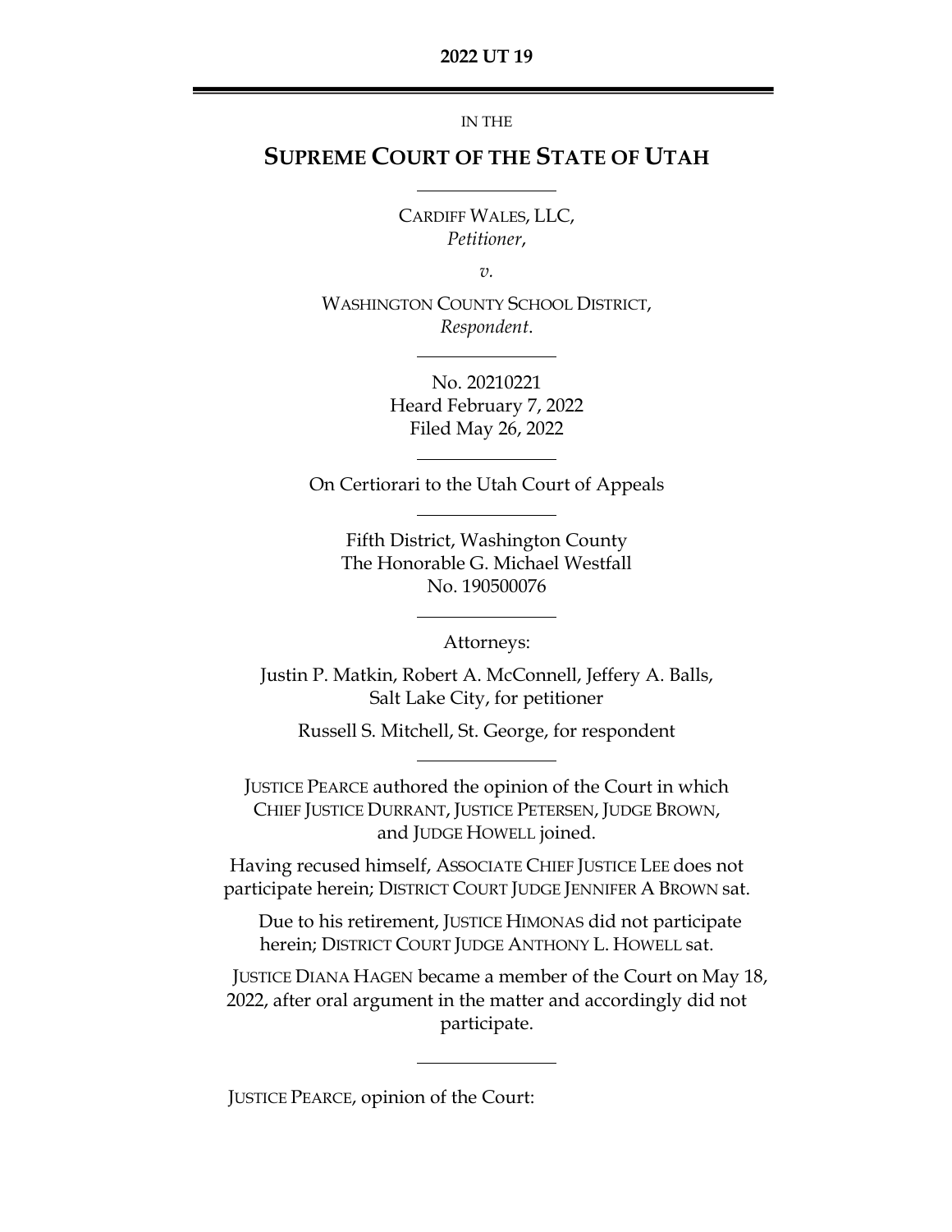**2022 UT 19**

IN THE

# SUPREME COURT OF THE STATE OF UTAH

CARDIFF WALES, LLC,
*Petitioner*,

*v.*

WASHINGTON COUNTY SCHOOL DISTRICT,
*Respondent*.

No. 20210221
Heard February 7, 2022
Filed May 26, 2022

On Certiorari to the Utah Court of Appeals

Fifth District, Washington County
The Honorable G. Michael Westfall
No. 190500076

Attorneys:

Justin P. Matkin, Robert A. McConnell, Jeffery A. Balls, Salt Lake City, for petitioner

Russell S. Mitchell, St. George, for respondent

JUSTICE PEARCE authored the opinion of the Court in which CHIEF JUSTICE DURRANT, JUSTICE PETERSEN, JUDGE BROWN, and JUDGE HOWELL joined.

Having recused himself, ASSOCIATE CHIEF JUSTICE LEE does not participate herein; DISTRICT COURT JUDGE JENNIFER A BROWN sat.

Due to his retirement, JUSTICE HIMONAS did not participate herein; DISTRICT COURT JUDGE ANTHONY L. HOWELL sat.

JUSTICE DIANA HAGEN became a member of the Court on May 18, 2022, after oral argument in the matter and accordingly did not participate.

JUSTICE PEARCE, opinion of the Court: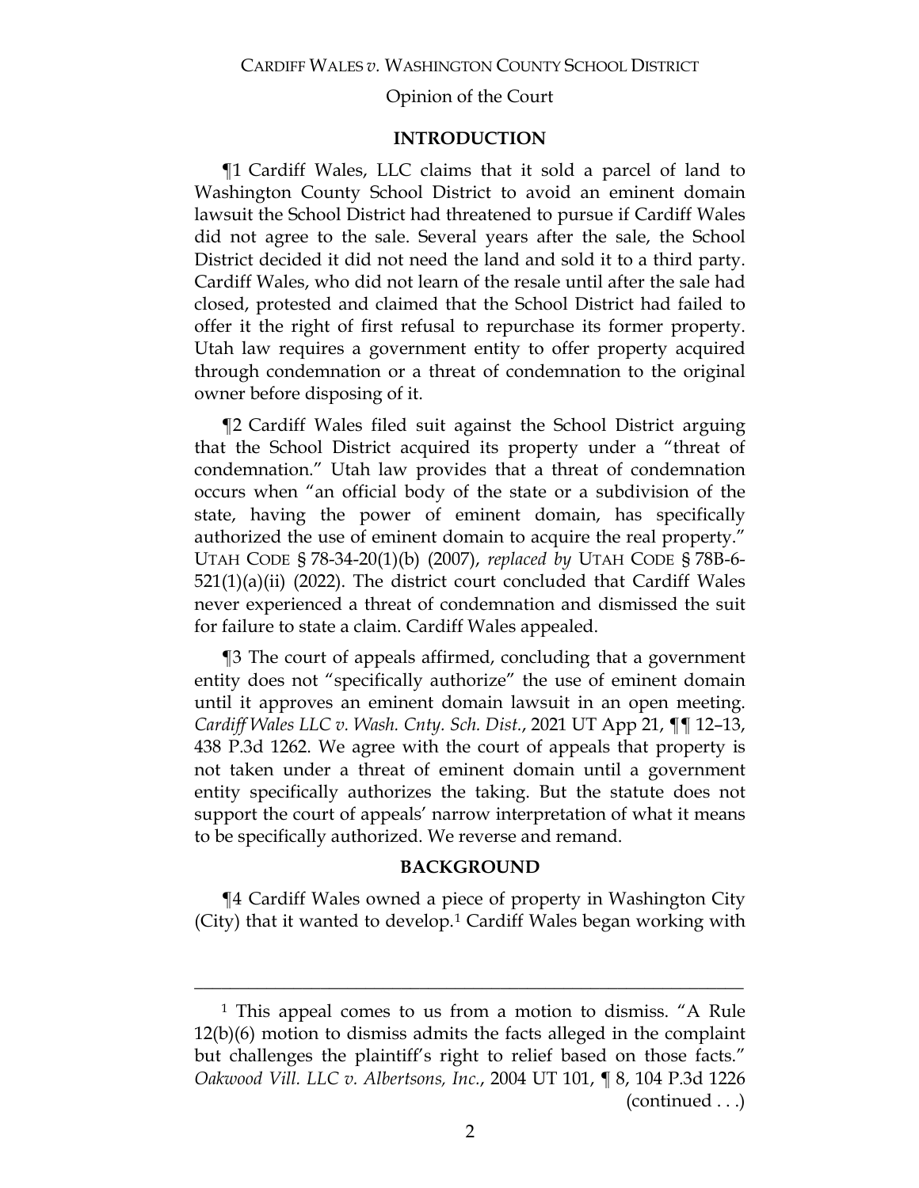## INTRODUCTION

¶1 Cardiff Wales, LLC claims that it sold a parcel of land to Washington County School District to avoid an eminent domain lawsuit the School District had threatened to pursue if Cardiff Wales did not agree to the sale. Several years after the sale, the School District decided it did not need the land and sold it to a third party. Cardiff Wales, who did not learn of the resale until after the sale had closed, protested and claimed that the School District had failed to offer it the right of first refusal to repurchase its former property. Utah law requires a government entity to offer property acquired through condemnation or a threat of condemnation to the original owner before disposing of it.

¶2 Cardiff Wales filed suit against the School District arguing that the School District acquired its property under a "threat of condemnation." Utah law provides that a threat of condemnation occurs when "an official body of the state or a subdivision of the state, having the power of eminent domain, has specifically authorized the use of eminent domain to acquire the real property." UTAH CODE § 78-34-20(1)(b) (2007), *replaced by* UTAH CODE § 78B-6-521(1)(a)(ii) (2022). The district court concluded that Cardiff Wales never experienced a threat of condemnation and dismissed the suit for failure to state a claim. Cardiff Wales appealed.

¶3 The court of appeals affirmed, concluding that a government entity does not "specifically authorize" the use of eminent domain until it approves an eminent domain lawsuit in an open meeting. *Cardiff Wales LLC v. Wash. Cnty. Sch. Dist.*, 2021 UT App 21, ¶¶ 12–13, 438 P.3d 1262. We agree with the court of appeals that property is not taken under a threat of eminent domain until a government entity specifically authorizes the taking. But the statute does not support the court of appeals' narrow interpretation of what it means to be specifically authorized. We reverse and remand.

## BACKGROUND

¶4 Cardiff Wales owned a piece of property in Washington City (City) that it wanted to develop.[1] Cardiff Wales began working with

---

[1] This appeal comes to us from a motion to dismiss. "A Rule 12(b)(6) motion to dismiss admits the facts alleged in the complaint but challenges the plaintiff's right to relief based on those facts." *Oakwood Vill. LLC v. Albertsons, Inc.*, 2004 UT 101, ¶ 8, 104 P.3d 1226 (continued . . .)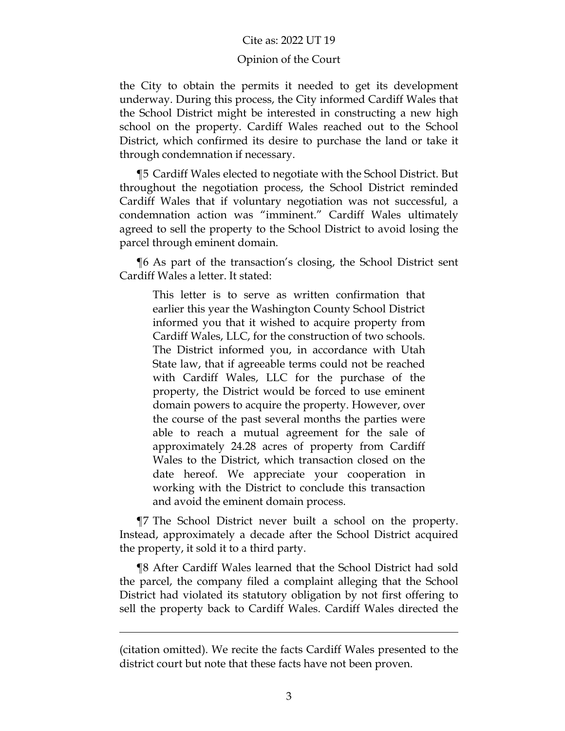the City to obtain the permits it needed to get its development underway. During this process, the City informed Cardiff Wales that the School District might be interested in constructing a new high school on the property. Cardiff Wales reached out to the School District, which confirmed its desire to purchase the land or take it through condemnation if necessary.

¶5 Cardiff Wales elected to negotiate with the School District. But throughout the negotiation process, the School District reminded Cardiff Wales that if voluntary negotiation was not successful, a condemnation action was "imminent." Cardiff Wales ultimately agreed to sell the property to the School District to avoid losing the parcel through eminent domain.

¶6 As part of the transaction's closing, the School District sent Cardiff Wales a letter. It stated:

> This letter is to serve as written confirmation that earlier this year the Washington County School District informed you that it wished to acquire property from Cardiff Wales, LLC, for the construction of two schools. The District informed you, in accordance with Utah State law, that if agreeable terms could not be reached with Cardiff Wales, LLC for the purchase of the property, the District would be forced to use eminent domain powers to acquire the property. However, over the course of the past several months the parties were able to reach a mutual agreement for the sale of approximately 24.28 acres of property from Cardiff Wales to the District, which transaction closed on the date hereof. We appreciate your cooperation in working with the District to conclude this transaction and avoid the eminent domain process.

¶7 The School District never built a school on the property. Instead, approximately a decade after the School District acquired the property, it sold it to a third party.

¶8 After Cardiff Wales learned that the School District had sold the parcel, the company filed a complaint alleging that the School District had violated its statutory obligation by not first offering to sell the property back to Cardiff Wales. Cardiff Wales directed the

---

(citation omitted). We recite the facts Cardiff Wales presented to the district court but note that these facts have not been proven.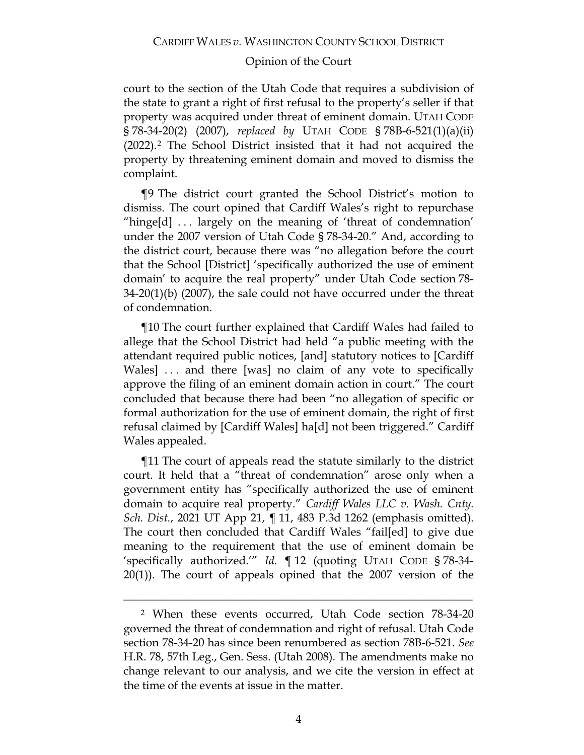court to the section of the Utah Code that requires a subdivision of the state to grant a right of first refusal to the property's seller if that property was acquired under threat of eminent domain. UTAH CODE § 78-34-20(2) (2007), *replaced by* UTAH CODE § 78B-6-521(1)(a)(ii) (2022).[2] The School District insisted that it had not acquired the property by threatening eminent domain and moved to dismiss the complaint.

¶9 The district court granted the School District's motion to dismiss. The court opined that Cardiff Wales's right to repurchase "hinge[d] . . . largely on the meaning of 'threat of condemnation' under the 2007 version of Utah Code § 78-34-20." And, according to the district court, because there was "no allegation before the court that the School [District] 'specifically authorized the use of eminent domain' to acquire the real property" under Utah Code section 78-34-20(1)(b) (2007), the sale could not have occurred under the threat of condemnation.

¶10 The court further explained that Cardiff Wales had failed to allege that the School District had held "a public meeting with the attendant required public notices, [and] statutory notices to [Cardiff Wales] . . . and there [was] no claim of any vote to specifically approve the filing of an eminent domain action in court." The court concluded that because there had been "no allegation of specific or formal authorization for the use of eminent domain, the right of first refusal claimed by [Cardiff Wales] ha[d] not been triggered." Cardiff Wales appealed.

¶11 The court of appeals read the statute similarly to the district court. It held that a "threat of condemnation" arose only when a government entity has "specifically authorized the use of eminent domain to acquire real property." *Cardiff Wales LLC v. Wash. Cnty. Sch. Dist.*, 2021 UT App 21, ¶ 11, 483 P.3d 1262 (emphasis omitted). The court then concluded that Cardiff Wales "fail[ed] to give due meaning to the requirement that the use of eminent domain be 'specifically authorized.'" *Id.* ¶ 12 (quoting UTAH CODE § 78-34-20(1)). The court of appeals opined that the 2007 version of the

---

[2] When these events occurred, Utah Code section 78-34-20 governed the threat of condemnation and right of refusal. Utah Code section 78-34-20 has since been renumbered as section 78B-6-521. *See* H.R. 78, 57th Leg., Gen. Sess. (Utah 2008). The amendments make no change relevant to our analysis, and we cite the version in effect at the time of the events at issue in the matter.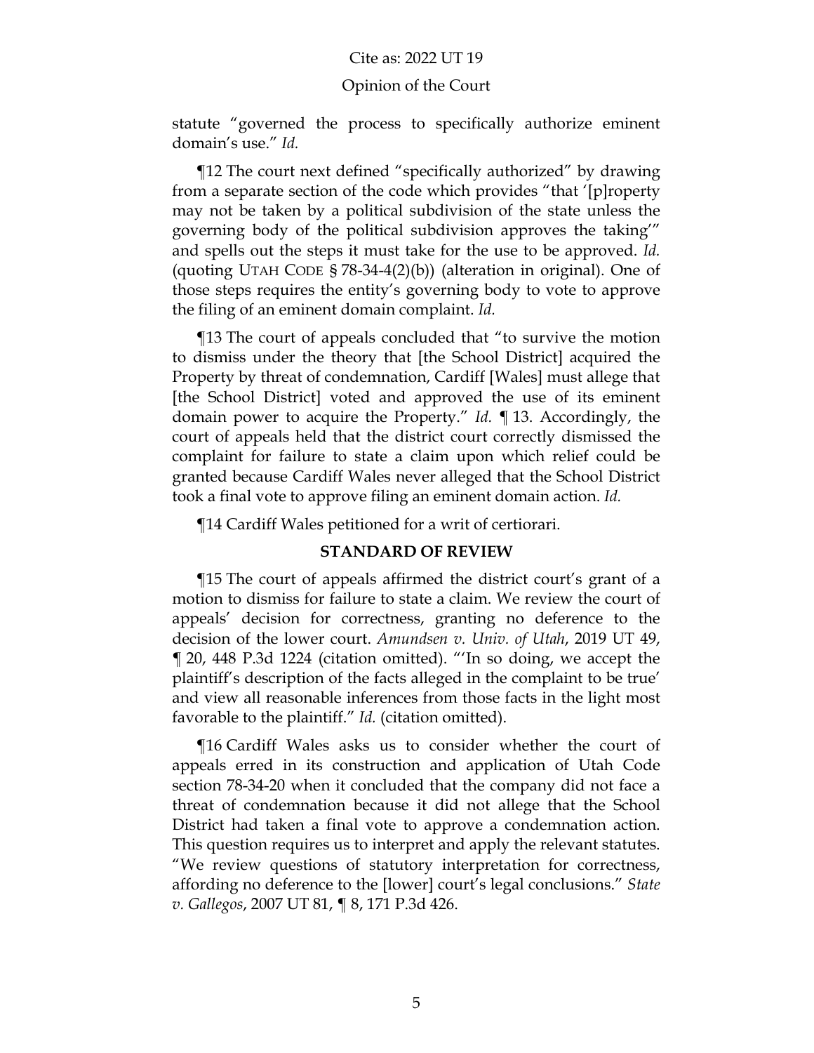statute "governed the process to specifically authorize eminent domain's use." *Id.*

¶12 The court next defined "specifically authorized" by drawing from a separate section of the code which provides "that '[p]roperty may not be taken by a political subdivision of the state unless the governing body of the political subdivision approves the taking'" and spells out the steps it must take for the use to be approved. *Id.* (quoting UTAH CODE § 78-34-4(2)(b)) (alteration in original). One of those steps requires the entity's governing body to vote to approve the filing of an eminent domain complaint. *Id.*

¶13 The court of appeals concluded that "to survive the motion to dismiss under the theory that [the School District] acquired the Property by threat of condemnation, Cardiff [Wales] must allege that [the School District] voted and approved the use of its eminent domain power to acquire the Property." *Id.* ¶ 13. Accordingly, the court of appeals held that the district court correctly dismissed the complaint for failure to state a claim upon which relief could be granted because Cardiff Wales never alleged that the School District took a final vote to approve filing an eminent domain action. *Id.*

¶14 Cardiff Wales petitioned for a writ of certiorari.

## STANDARD OF REVIEW

¶15 The court of appeals affirmed the district court's grant of a motion to dismiss for failure to state a claim. We review the court of appeals' decision for correctness, granting no deference to the decision of the lower court. *Amundsen v. Univ. of Utah*, 2019 UT 49, ¶ 20, 448 P.3d 1224 (citation omitted). "'In so doing, we accept the plaintiff's description of the facts alleged in the complaint to be true' and view all reasonable inferences from those facts in the light most favorable to the plaintiff." *Id.* (citation omitted).

¶16 Cardiff Wales asks us to consider whether the court of appeals erred in its construction and application of Utah Code section 78-34-20 when it concluded that the company did not face a threat of condemnation because it did not allege that the School District had taken a final vote to approve a condemnation action. This question requires us to interpret and apply the relevant statutes. "We review questions of statutory interpretation for correctness, affording no deference to the [lower] court's legal conclusions." *State v. Gallegos*, 2007 UT 81, ¶ 8, 171 P.3d 426.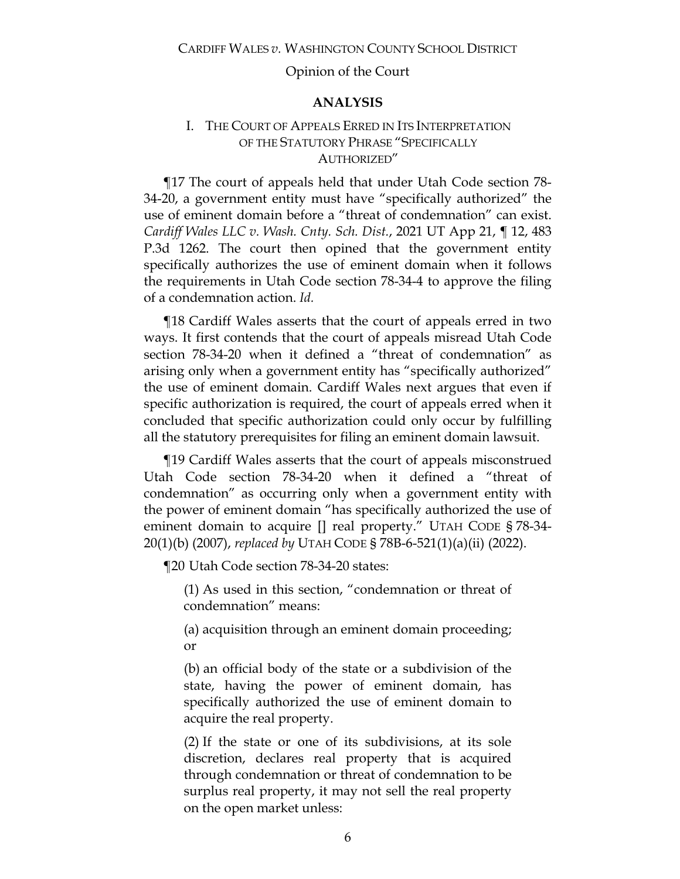## ANALYSIS

### I. THE COURT OF APPEALS ERRED IN ITS INTERPRETATION OF THE STATUTORY PHRASE "SPECIFICALLY AUTHORIZED"

¶17 The court of appeals held that under Utah Code section 78-34-20, a government entity must have "specifically authorized" the use of eminent domain before a "threat of condemnation" can exist. *Cardiff Wales LLC v. Wash. Cnty. Sch. Dist.*, 2021 UT App 21, ¶ 12, 483 P.3d 1262. The court then opined that the government entity specifically authorizes the use of eminent domain when it follows the requirements in Utah Code section 78-34-4 to approve the filing of a condemnation action. *Id.*

¶18 Cardiff Wales asserts that the court of appeals erred in two ways. It first contends that the court of appeals misread Utah Code section 78-34-20 when it defined a "threat of condemnation" as arising only when a government entity has "specifically authorized" the use of eminent domain. Cardiff Wales next argues that even if specific authorization is required, the court of appeals erred when it concluded that specific authorization could only occur by fulfilling all the statutory prerequisites for filing an eminent domain lawsuit.

¶19 Cardiff Wales asserts that the court of appeals misconstrued Utah Code section 78-34-20 when it defined a "threat of condemnation" as occurring only when a government entity with the power of eminent domain "has specifically authorized the use of eminent domain to acquire [] real property." UTAH CODE § 78-34-20(1)(b) (2007), *replaced by* UTAH CODE § 78B-6-521(1)(a)(ii) (2022).

¶20 Utah Code section 78-34-20 states:

> (1) As used in this section, "condemnation or threat of condemnation" means:
>
> (a) acquisition through an eminent domain proceeding; or
>
> (b) an official body of the state or a subdivision of the state, having the power of eminent domain, has specifically authorized the use of eminent domain to acquire the real property.
>
> (2) If the state or one of its subdivisions, at its sole discretion, declares real property that is acquired through condemnation or threat of condemnation to be surplus real property, it may not sell the real property on the open market unless: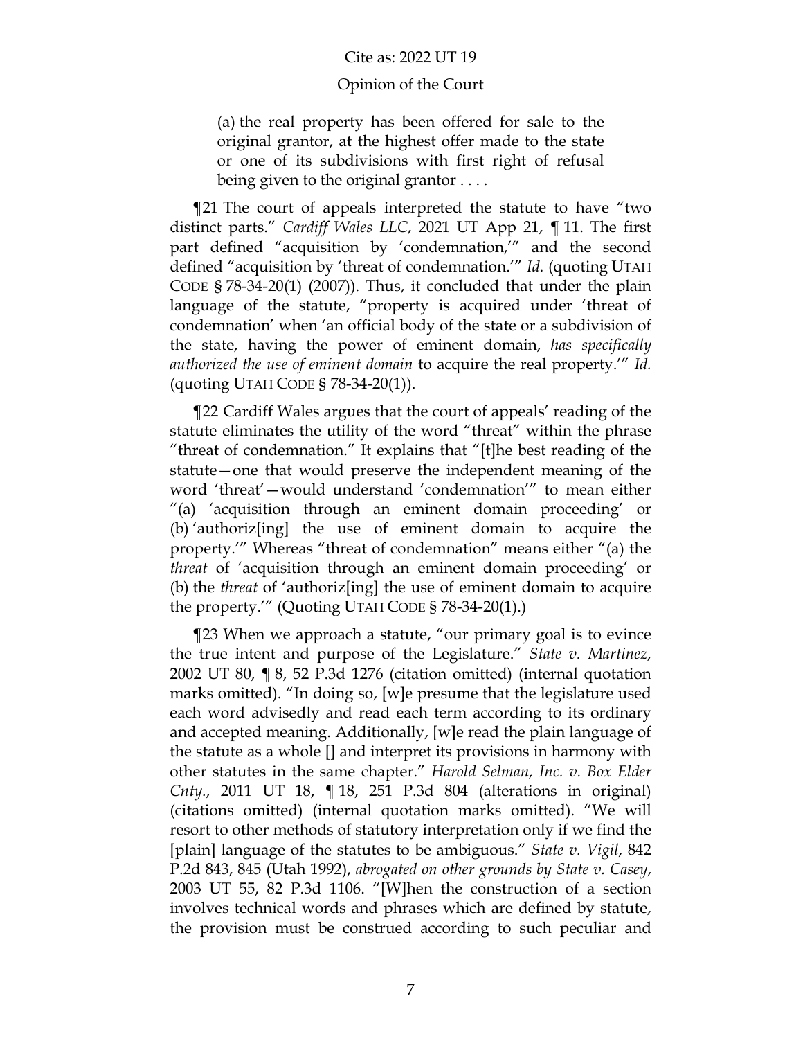> (a) the real property has been offered for sale to the original grantor, at the highest offer made to the state or one of its subdivisions with first right of refusal being given to the original grantor . . . .

¶21 The court of appeals interpreted the statute to have "two distinct parts." *Cardiff Wales LLC*, 2021 UT App 21, ¶ 11. The first part defined "acquisition by 'condemnation,'" and the second defined "acquisition by 'threat of condemnation.'" *Id.* (quoting UTAH CODE § 78-34-20(1) (2007)). Thus, it concluded that under the plain language of the statute, "property is acquired under 'threat of condemnation' when 'an official body of the state or a subdivision of the state, having the power of eminent domain, *has specifically authorized the use of eminent domain* to acquire the real property.'" *Id.* (quoting UTAH CODE § 78-34-20(1)).

¶22 Cardiff Wales argues that the court of appeals' reading of the statute eliminates the utility of the word "threat" within the phrase "threat of condemnation." It explains that "[t]he best reading of the statute—one that would preserve the independent meaning of the word 'threat'—would understand 'condemnation'" to mean either "(a) 'acquisition through an eminent domain proceeding' or (b) 'authoriz[ing] the use of eminent domain to acquire the property.'" Whereas "threat of condemnation" means either "(a) the *threat* of 'acquisition through an eminent domain proceeding' or (b) the *threat* of 'authoriz[ing] the use of eminent domain to acquire the property.'" (Quoting UTAH CODE § 78-34-20(1).)

¶23 When we approach a statute, "our primary goal is to evince the true intent and purpose of the Legislature." *State v. Martinez*, 2002 UT 80, ¶ 8, 52 P.3d 1276 (citation omitted) (internal quotation marks omitted). "In doing so, [w]e presume that the legislature used each word advisedly and read each term according to its ordinary and accepted meaning. Additionally, [w]e read the plain language of the statute as a whole [] and interpret its provisions in harmony with other statutes in the same chapter." *Harold Selman, Inc. v. Box Elder Cnty.*, 2011 UT 18, ¶ 18, 251 P.3d 804 (alterations in original) (citations omitted) (internal quotation marks omitted). "We will resort to other methods of statutory interpretation only if we find the [plain] language of the statutes to be ambiguous." *State v. Vigil*, 842 P.2d 843, 845 (Utah 1992), *abrogated on other grounds by State v. Casey*, 2003 UT 55, 82 P.3d 1106. "[W]hen the construction of a section involves technical words and phrases which are defined by statute, the provision must be construed according to such peculiar and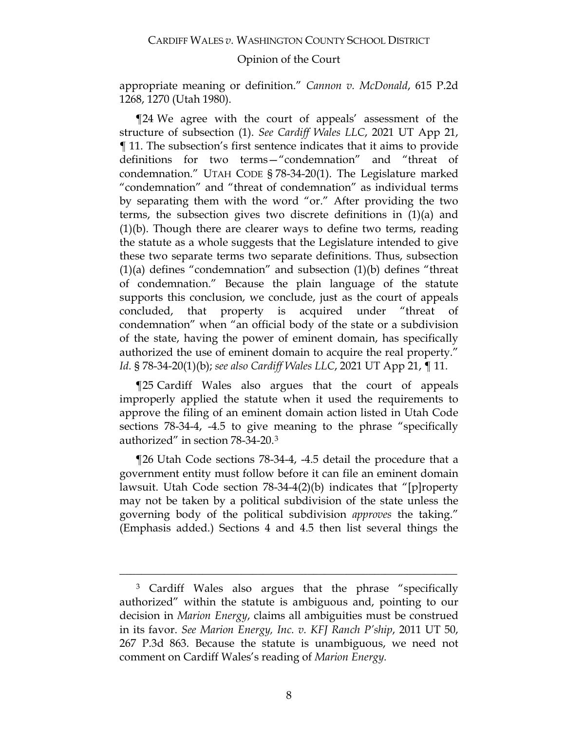appropriate meaning or definition." *Cannon v. McDonald*, 615 P.2d 1268, 1270 (Utah 1980).

¶24 We agree with the court of appeals' assessment of the structure of subsection (1). *See Cardiff Wales LLC*, 2021 UT App 21, ¶ 11. The subsection's first sentence indicates that it aims to provide definitions for two terms—"condemnation" and "threat of condemnation." UTAH CODE § 78-34-20(1). The Legislature marked "condemnation" and "threat of condemnation" as individual terms by separating them with the word "or." After providing the two terms, the subsection gives two discrete definitions in (1)(a) and (1)(b). Though there are clearer ways to define two terms, reading the statute as a whole suggests that the Legislature intended to give these two separate terms two separate definitions. Thus, subsection (1)(a) defines "condemnation" and subsection (1)(b) defines "threat of condemnation." Because the plain language of the statute supports this conclusion, we conclude, just as the court of appeals concluded, that property is acquired under "threat of condemnation" when "an official body of the state or a subdivision of the state, having the power of eminent domain, has specifically authorized the use of eminent domain to acquire the real property." *Id.* § 78-34-20(1)(b); *see also Cardiff Wales LLC*, 2021 UT App 21, ¶ 11.

¶25 Cardiff Wales also argues that the court of appeals improperly applied the statute when it used the requirements to approve the filing of an eminent domain action listed in Utah Code sections 78-34-4, -4.5 to give meaning to the phrase "specifically authorized" in section 78-34-20.[3]

¶26 Utah Code sections 78-34-4, -4.5 detail the procedure that a government entity must follow before it can file an eminent domain lawsuit. Utah Code section 78-34-4(2)(b) indicates that "[p]roperty may not be taken by a political subdivision of the state unless the governing body of the political subdivision *approves* the taking." (Emphasis added.) Sections 4 and 4.5 then list several things the

---

[3] Cardiff Wales also argues that the phrase "specifically authorized" within the statute is ambiguous and, pointing to our decision in *Marion Energy*, claims all ambiguities must be construed in its favor. *See Marion Energy, Inc. v. KFJ Ranch P'ship*, 2011 UT 50, 267 P.3d 863. Because the statute is unambiguous, we need not comment on Cardiff Wales's reading of *Marion Energy.*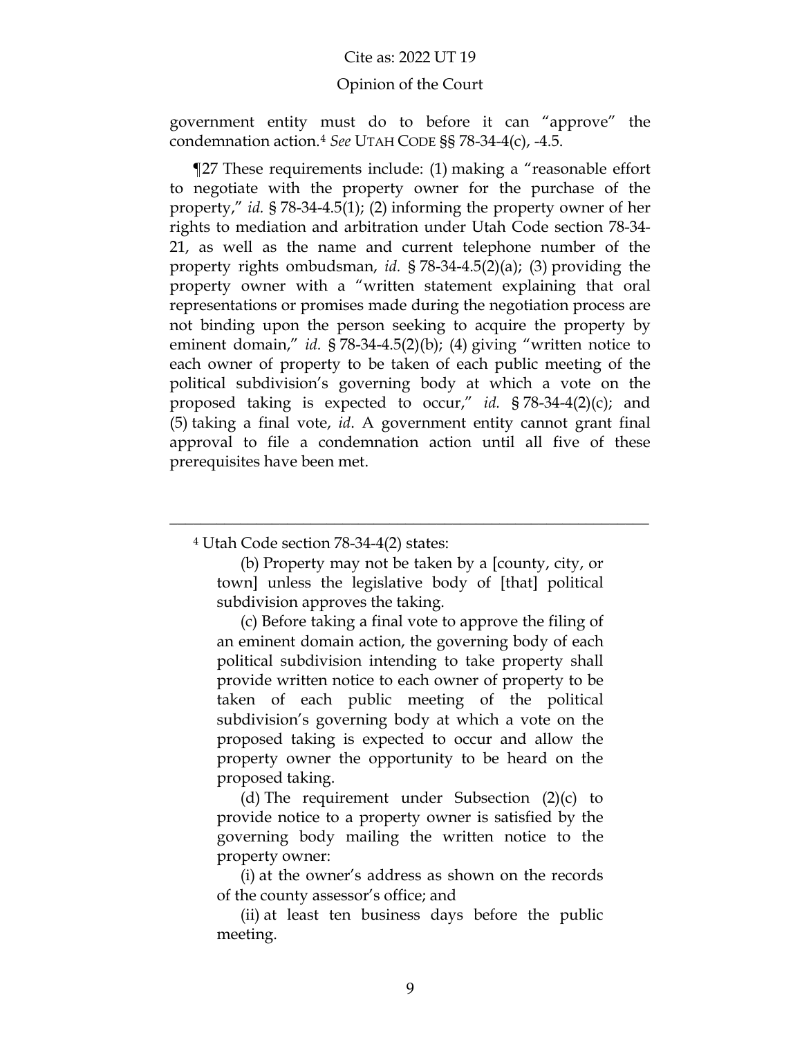government entity must do to before it can "approve" the condemnation action.[4] *See* UTAH CODE §§ 78-34-4(c), -4.5.

¶27 These requirements include: (1) making a "reasonable effort to negotiate with the property owner for the purchase of the property," *id.* § 78-34-4.5(1); (2) informing the property owner of her rights to mediation and arbitration under Utah Code section 78-34-21, as well as the name and current telephone number of the property rights ombudsman, *id.* § 78-34-4.5(2)(a); (3) providing the property owner with a "written statement explaining that oral representations or promises made during the negotiation process are not binding upon the person seeking to acquire the property by eminent domain," *id.* § 78-34-4.5(2)(b); (4) giving "written notice to each owner of property to be taken of each public meeting of the political subdivision's governing body at which a vote on the proposed taking is expected to occur," *id.* § 78-34-4(2)(c); and (5) taking a final vote, *id*. A government entity cannot grant final approval to file a condemnation action until all five of these prerequisites have been met.

---

[4] Utah Code section 78-34-4(2) states:

> (b) Property may not be taken by a [county, city, or town] unless the legislative body of [that] political subdivision approves the taking.
>
> (c) Before taking a final vote to approve the filing of an eminent domain action, the governing body of each political subdivision intending to take property shall provide written notice to each owner of property to be taken of each public meeting of the political subdivision's governing body at which a vote on the proposed taking is expected to occur and allow the property owner the opportunity to be heard on the proposed taking.
>
> (d) The requirement under Subsection (2)(c) to provide notice to a property owner is satisfied by the governing body mailing the written notice to the property owner:
>
> (i) at the owner's address as shown on the records of the county assessor's office; and
>
> (ii) at least ten business days before the public meeting.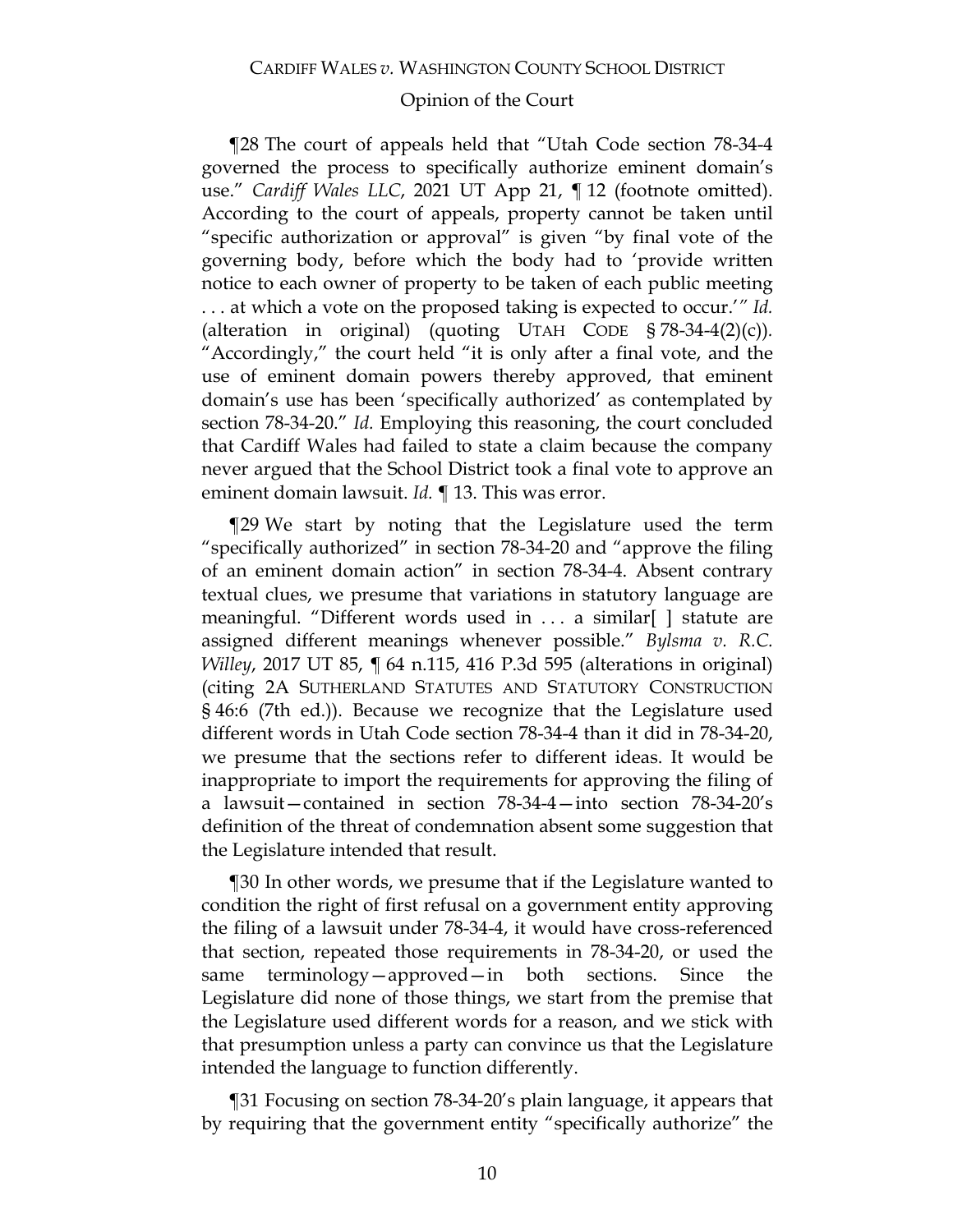¶28 The court of appeals held that "Utah Code section 78-34-4 governed the process to specifically authorize eminent domain's use." *Cardiff Wales LLC*, 2021 UT App 21, ¶ 12 (footnote omitted). According to the court of appeals, property cannot be taken until "specific authorization or approval" is given "by final vote of the governing body, before which the body had to 'provide written notice to each owner of property to be taken of each public meeting . . . at which a vote on the proposed taking is expected to occur.'" *Id.* (alteration in original) (quoting UTAH CODE § 78-34-4(2)(c)). "Accordingly," the court held "it is only after a final vote, and the use of eminent domain powers thereby approved, that eminent domain's use has been 'specifically authorized' as contemplated by section 78-34-20." *Id.* Employing this reasoning, the court concluded that Cardiff Wales had failed to state a claim because the company never argued that the School District took a final vote to approve an eminent domain lawsuit. *Id.* ¶ 13. This was error.

¶29 We start by noting that the Legislature used the term "specifically authorized" in section 78-34-20 and "approve the filing of an eminent domain action" in section 78-34-4. Absent contrary textual clues, we presume that variations in statutory language are meaningful. "Different words used in . . . a similar[ ] statute are assigned different meanings whenever possible." *Bylsma v. R.C. Willey*, 2017 UT 85, ¶ 64 n.115, 416 P.3d 595 (alterations in original) (citing 2A SUTHERLAND STATUTES AND STATUTORY CONSTRUCTION § 46:6 (7th ed.)). Because we recognize that the Legislature used different words in Utah Code section 78-34-4 than it did in 78-34-20, we presume that the sections refer to different ideas. It would be inappropriate to import the requirements for approving the filing of a lawsuit—contained in section 78-34-4—into section 78-34-20's definition of the threat of condemnation absent some suggestion that the Legislature intended that result.

¶30 In other words, we presume that if the Legislature wanted to condition the right of first refusal on a government entity approving the filing of a lawsuit under 78-34-4, it would have cross-referenced that section, repeated those requirements in 78-34-20, or used the same terminology—approved—in both sections. Since the Legislature did none of those things, we start from the premise that the Legislature used different words for a reason, and we stick with that presumption unless a party can convince us that the Legislature intended the language to function differently.

¶31 Focusing on section 78-34-20's plain language, it appears that by requiring that the government entity "specifically authorize" the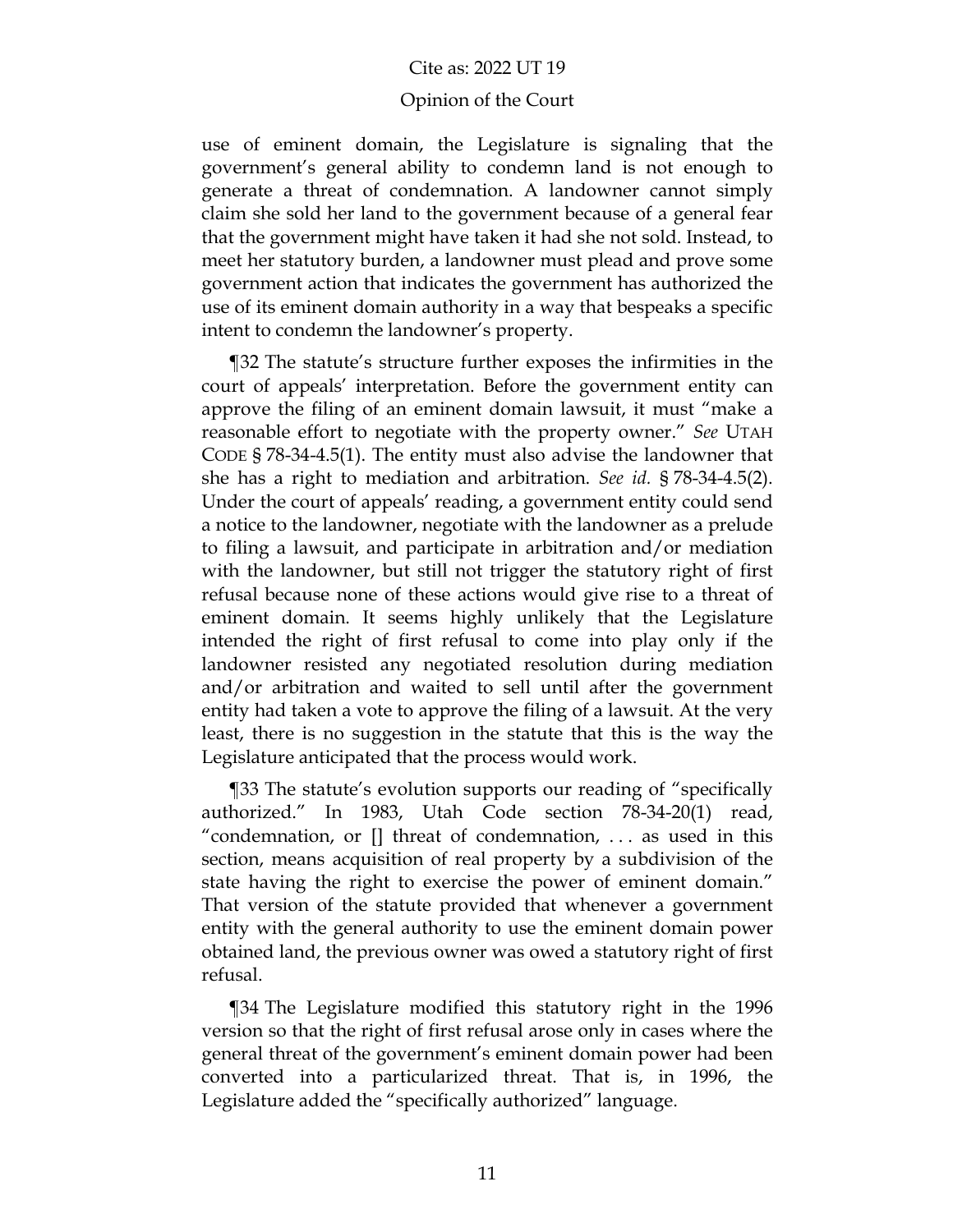use of eminent domain, the Legislature is signaling that the government's general ability to condemn land is not enough to generate a threat of condemnation. A landowner cannot simply claim she sold her land to the government because of a general fear that the government might have taken it had she not sold. Instead, to meet her statutory burden, a landowner must plead and prove some government action that indicates the government has authorized the use of its eminent domain authority in a way that bespeaks a specific intent to condemn the landowner's property.

¶32 The statute's structure further exposes the infirmities in the court of appeals' interpretation. Before the government entity can approve the filing of an eminent domain lawsuit, it must "make a reasonable effort to negotiate with the property owner." *See* UTAH CODE § 78-34-4.5(1). The entity must also advise the landowner that she has a right to mediation and arbitration. *See id.* § 78-34-4.5(2). Under the court of appeals' reading, a government entity could send a notice to the landowner, negotiate with the landowner as a prelude to filing a lawsuit, and participate in arbitration and/or mediation with the landowner, but still not trigger the statutory right of first refusal because none of these actions would give rise to a threat of eminent domain. It seems highly unlikely that the Legislature intended the right of first refusal to come into play only if the landowner resisted any negotiated resolution during mediation and/or arbitration and waited to sell until after the government entity had taken a vote to approve the filing of a lawsuit. At the very least, there is no suggestion in the statute that this is the way the Legislature anticipated that the process would work.

¶33 The statute's evolution supports our reading of "specifically authorized." In 1983, Utah Code section 78-34-20(1) read, "condemnation, or [] threat of condemnation, . . . as used in this section, means acquisition of real property by a subdivision of the state having the right to exercise the power of eminent domain." That version of the statute provided that whenever a government entity with the general authority to use the eminent domain power obtained land, the previous owner was owed a statutory right of first refusal.

¶34 The Legislature modified this statutory right in the 1996 version so that the right of first refusal arose only in cases where the general threat of the government's eminent domain power had been converted into a particularized threat. That is, in 1996, the Legislature added the "specifically authorized" language.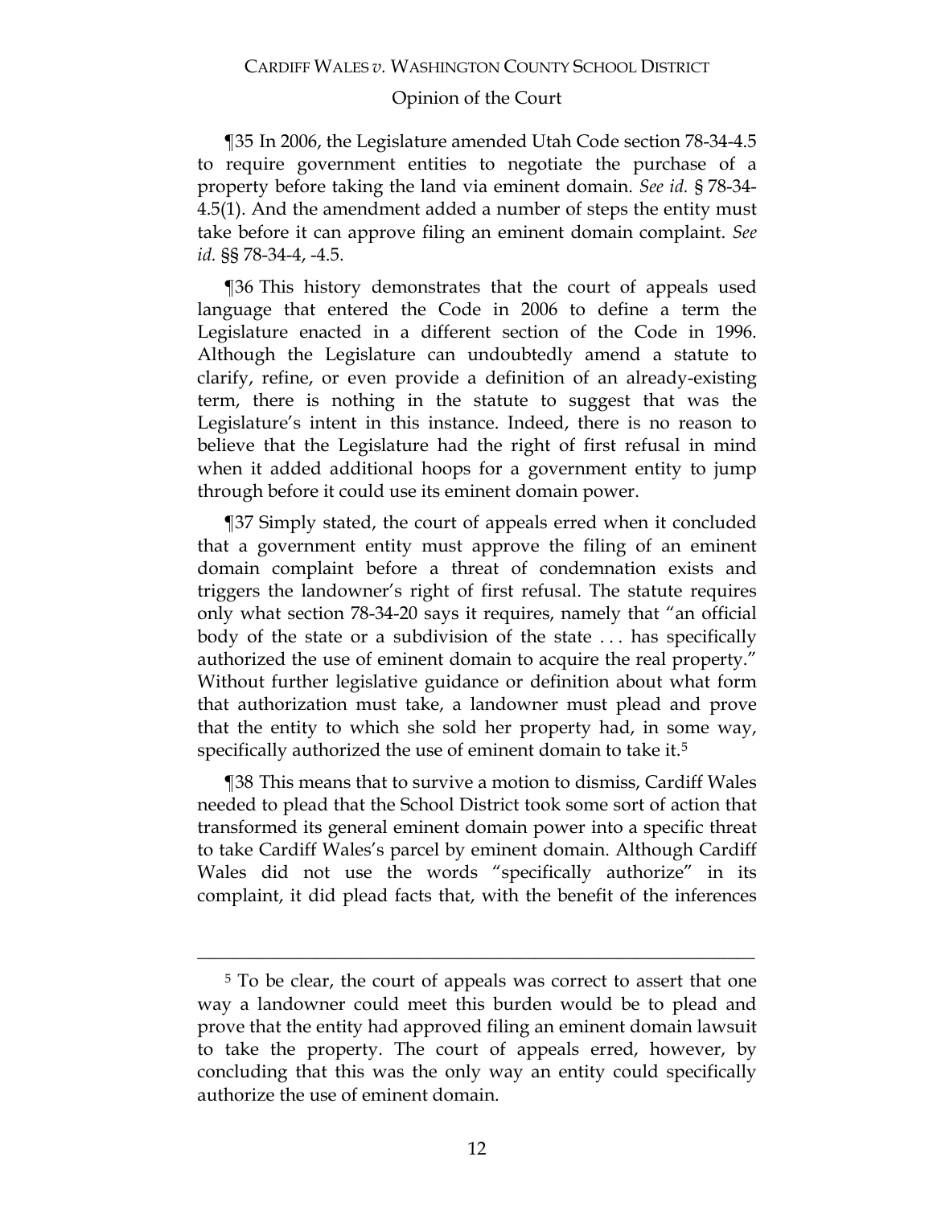¶35 In 2006, the Legislature amended Utah Code section 78-34-4.5 to require government entities to negotiate the purchase of a property before taking the land via eminent domain. *See id.* § 78-34-4.5(1). And the amendment added a number of steps the entity must take before it can approve filing an eminent domain complaint. *See id.* §§ 78-34-4, -4.5.

¶36 This history demonstrates that the court of appeals used language that entered the Code in 2006 to define a term the Legislature enacted in a different section of the Code in 1996. Although the Legislature can undoubtedly amend a statute to clarify, refine, or even provide a definition of an already-existing term, there is nothing in the statute to suggest that was the Legislature's intent in this instance. Indeed, there is no reason to believe that the Legislature had the right of first refusal in mind when it added additional hoops for a government entity to jump through before it could use its eminent domain power.

¶37 Simply stated, the court of appeals erred when it concluded that a government entity must approve the filing of an eminent domain complaint before a threat of condemnation exists and triggers the landowner's right of first refusal. The statute requires only what section 78-34-20 says it requires, namely that "an official body of the state or a subdivision of the state . . . has specifically authorized the use of eminent domain to acquire the real property." Without further legislative guidance or definition about what form that authorization must take, a landowner must plead and prove that the entity to which she sold her property had, in some way, specifically authorized the use of eminent domain to take it.[5]

¶38 This means that to survive a motion to dismiss, Cardiff Wales needed to plead that the School District took some sort of action that transformed its general eminent domain power into a specific threat to take Cardiff Wales's parcel by eminent domain. Although Cardiff Wales did not use the words "specifically authorize" in its complaint, it did plead facts that, with the benefit of the inferences

---

[5] To be clear, the court of appeals was correct to assert that one way a landowner could meet this burden would be to plead and prove that the entity had approved filing an eminent domain lawsuit to take the property. The court of appeals erred, however, by concluding that this was the only way an entity could specifically authorize the use of eminent domain.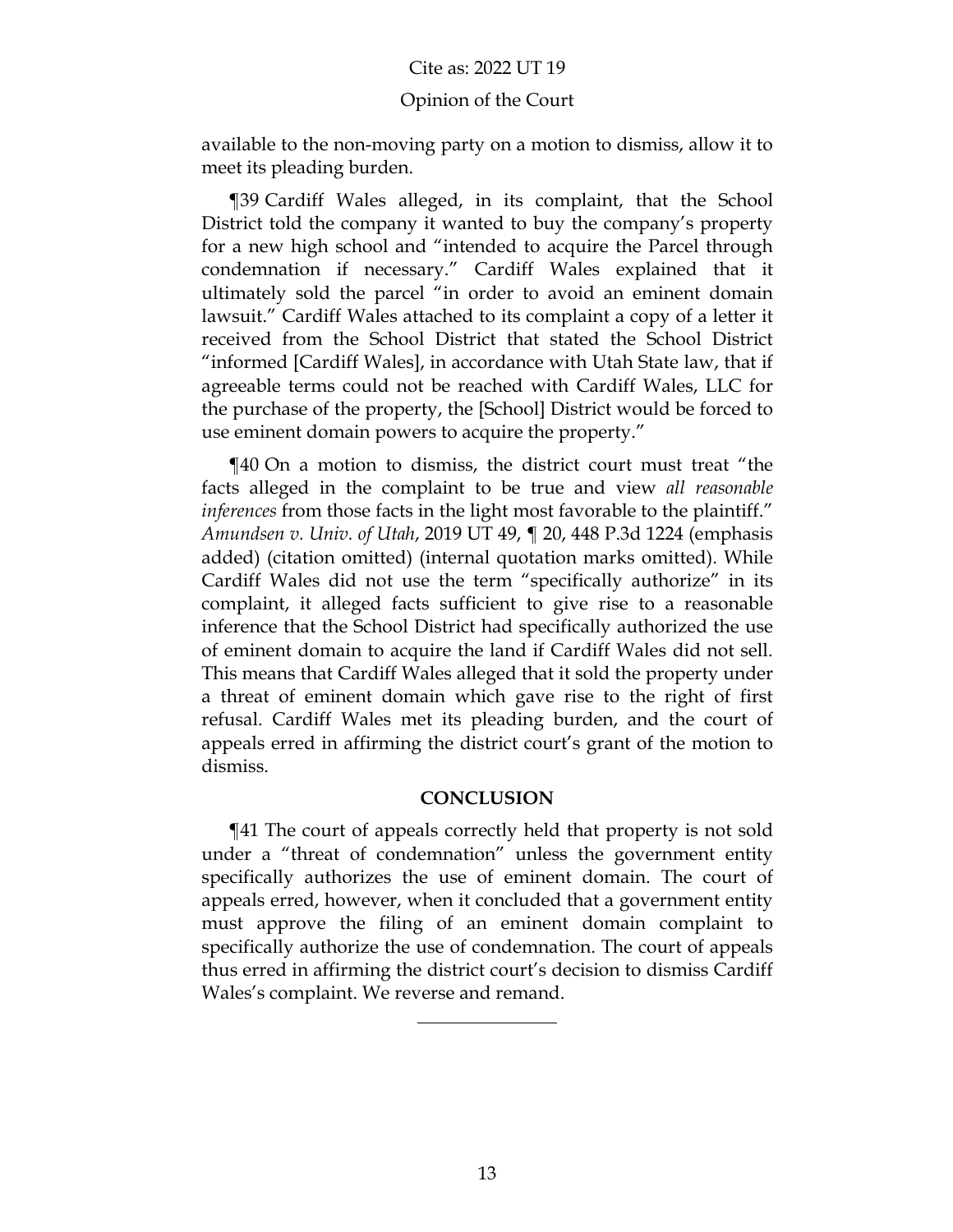available to the non-moving party on a motion to dismiss, allow it to meet its pleading burden.

¶39 Cardiff Wales alleged, in its complaint, that the School District told the company it wanted to buy the company's property for a new high school and "intended to acquire the Parcel through condemnation if necessary." Cardiff Wales explained that it ultimately sold the parcel "in order to avoid an eminent domain lawsuit." Cardiff Wales attached to its complaint a copy of a letter it received from the School District that stated the School District "informed [Cardiff Wales], in accordance with Utah State law, that if agreeable terms could not be reached with Cardiff Wales, LLC for the purchase of the property, the [School] District would be forced to use eminent domain powers to acquire the property."

¶40 On a motion to dismiss, the district court must treat "the facts alleged in the complaint to be true and view *all reasonable inferences* from those facts in the light most favorable to the plaintiff." *Amundsen v. Univ. of Utah*, 2019 UT 49, ¶ 20, 448 P.3d 1224 (emphasis added) (citation omitted) (internal quotation marks omitted). While Cardiff Wales did not use the term "specifically authorize" in its complaint, it alleged facts sufficient to give rise to a reasonable inference that the School District had specifically authorized the use of eminent domain to acquire the land if Cardiff Wales did not sell. This means that Cardiff Wales alleged that it sold the property under a threat of eminent domain which gave rise to the right of first refusal. Cardiff Wales met its pleading burden, and the court of appeals erred in affirming the district court's grant of the motion to dismiss.

## CONCLUSION

¶41 The court of appeals correctly held that property is not sold under a "threat of condemnation" unless the government entity specifically authorizes the use of eminent domain. The court of appeals erred, however, when it concluded that a government entity must approve the filing of an eminent domain complaint to specifically authorize the use of condemnation. The court of appeals thus erred in affirming the district court's decision to dismiss Cardiff Wales's complaint. We reverse and remand.